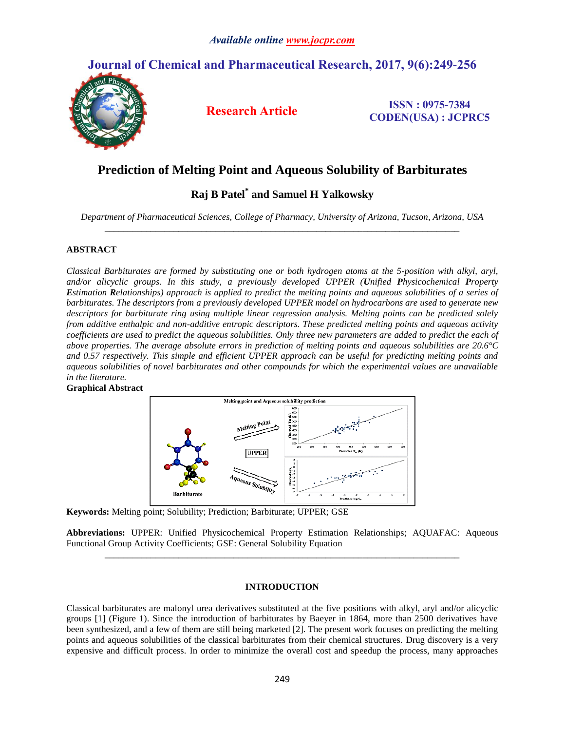# Prediction of Melting Point and Aqueous Solubility of Barbiturates

**Raj B Patel[*] and Samuel H Yalkowsky**

*Department of Pharmaceutical Sciences, College of Pharmacy, University of Arizona, Tucson, Arizona, USA*

---

## ABSTRACT

*Classical Barbiturates are formed by substituting one or both hydrogen atoms at the 5-position with alkyl, aryl, and/or alicyclic groups. In this study, a previously developed UPPER (**U**nified **P**hysicochemical **P**roperty **E**stimation **R**elationships) approach is applied to predict the melting points and aqueous solubilities of a series of barbiturates. The descriptors from a previously developed UPPER model on hydrocarbons are used to generate new descriptors for barbiturate ring using multiple linear regression analysis. Melting points can be predicted solely from additive enthalpic and non-additive entropic descriptors. These predicted melting points and aqueous activity coefficients are used to predict the aqueous solubilities. Only three new parameters are added to predict the each of above properties. The average absolute errors in prediction of melting points and aqueous solubilities are 20.6°C and 0.57 respectively. This simple and efficient UPPER approach can be useful for predicting melting points and aqueous solubilities of novel barbiturates and other compounds for which the experimental values are unavailable in the literature.*

**Graphical Abstract**

**Keywords:** Melting point; Solubility; Prediction; Barbiturate; UPPER; GSE

**Abbreviations:** UPPER: Unified Physicochemical Property Estimation Relationships; AQUAFAC: Aqueous Functional Group Activity Coefficients; GSE: General Solubility Equation

---

## INTRODUCTION

Classical barbiturates are malonyl urea derivatives substituted at the five positions with alkyl, aryl and/or alicyclic groups [1] (Figure 1). Since the introduction of barbiturates by Baeyer in 1864, more than 2500 derivatives have been synthesized, and a few of them are still being marketed [2]. The present work focuses on predicting the melting points and aqueous solubilities of the classical barbiturates from their chemical structures. Drug discovery is a very expensive and difficult process. In order to minimize the overall cost and speedup the process, many approaches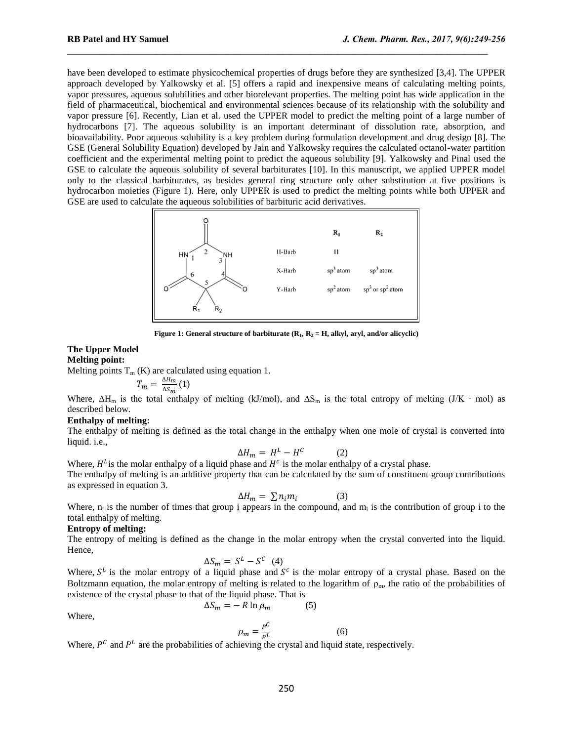have been developed to estimate physicochemical properties of drugs before they are synthesized [3,4]. The UPPER approach developed by Yalkowsky et al. [5] offers a rapid and inexpensive means of calculating melting points, vapor pressures, aqueous solubilities and other biorelevant properties. The melting point has wide application in the field of pharmaceutical, biochemical and environmental sciences because of its relationship with the solubility and vapor pressure [6]. Recently, Lian et al. used the UPPER model to predict the melting point of a large number of hydrocarbons [7]. The aqueous solubility is an important determinant of dissolution rate, absorption, and bioavailability. Poor aqueous solubility is a key problem during formulation development and drug design [8]. The GSE (General Solubility Equation) developed by Jain and Yalkowsky requires the calculated octanol-water partition coefficient and the experimental melting point to predict the aqueous solubility [9]. Yalkowsky and Pinal used the GSE to calculate the aqueous solubility of several barbiturates [10]. In this manuscript, we applied UPPER model only to the classical barbiturates, as besides general ring structure only other substitution at five positions is hydrocarbon moieties (Figure 1). Here, only UPPER is used to predict the melting points while both UPPER and GSE are used to calculate the aqueous solubilities of barbituric acid derivatives.

|  | $R_1$ | $R_2$ |
| --- | --- | --- |
| H-Barb | H |  |
| X-Barb | $sp^3$ atom | $sp^3$ atom |
| Y-Barb | $sp^2$ atom | $sp^3$ or $sp^2$ atom |

**Figure 1: General structure of barbiturate ($R_1$, $R_2$ = H, alkyl, aryl, and/or alicyclic)**

## The Upper Model

### Melting point:

Melting points $T_m$ (K) are calculated using equation 1.

$$T_m = \frac{\Delta H_m}{\Delta S_m} \quad (1)$$

Where, $\Delta H_m$ is the total enthalpy of melting (kJ/mol), and $\Delta S_m$ is the total entropy of melting (J/K · mol) as described below.

### Enthalpy of melting:

The enthalpy of melting is defined as the total change in the enthalpy when one mole of crystal is converted into liquid. i.e.,

$$\Delta H_m = H^L - H^C \quad (2)$$

Where, $H^L$ is the molar enthalpy of a liquid phase and $H^c$ is the molar enthalpy of a crystal phase.

The enthalpy of melting is an additive property that can be calculated by the sum of constituent group contributions as expressed in equation 3.

$$\Delta H_m = \sum n_i m_i \quad (3)$$

Where, $n_i$ is the number of times that group i appears in the compound, and $m_i$ is the contribution of group i to the total enthalpy of melting.

### Entropy of melting:

The entropy of melting is defined as the change in the molar entropy when the crystal converted into the liquid. Hence,

$$\Delta S_m = S^L - S^C \quad (4)$$

Where, $S^L$ is the molar entropy of a liquid phase and $S^c$ is the molar entropy of a crystal phase. Based on the Boltzmann equation, the molar entropy of melting is related to the logarithm of $\rho_m$, the ratio of the probabilities of existence of the crystal phase to that of the liquid phase. That is

$$\Delta S_m = -R \ln \rho_m \quad (5)$$

Where,

$$\rho_m = \frac{P^C}{P^L} \quad (6)$$

Where, $P^C$ and $P^L$ are the probabilities of achieving the crystal and liquid state, respectively.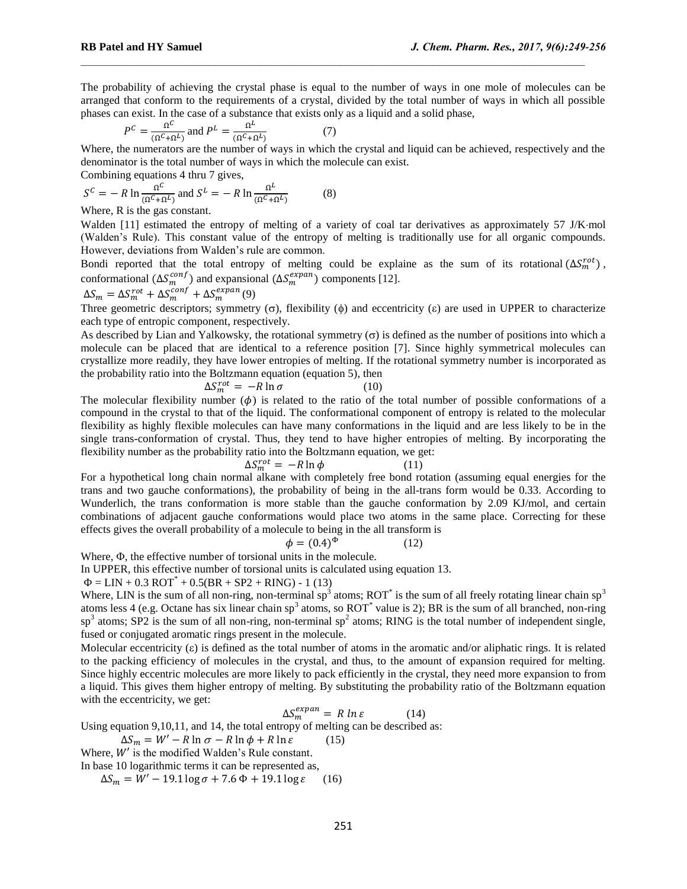The probability of achieving the crystal phase is equal to the number of ways in one mole of molecules can be arranged that conform to the requirements of a crystal, divided by the total number of ways in which all possible phases can exist. In the case of a substance that exists only as a liquid and a solid phase,

$$P^C = \frac{\Omega^C}{(\Omega^C+\Omega^L)} \text{ and } P^L = \frac{\Omega^L}{(\Omega^C+\Omega^L)} \quad (7)$$

Where, the numerators are the number of ways in which the crystal and liquid can be achieved, respectively and the denominator is the total number of ways in which the molecule can exist.

Combining equations 4 thru 7 gives,

$$S^C = -R\ln\frac{\Omega^C}{(\Omega^C+\Omega^L)} \text{ and } S^L = -R\ln\frac{\Omega^L}{(\Omega^C+\Omega^L)} \quad (8)$$

Where, R is the gas constant.

Walden [11] estimated the entropy of melting of a variety of coal tar derivatives as approximately 57 J/K·mol (Walden's Rule). This constant value of the entropy of melting is traditionally use for all organic compounds. However, deviations from Walden's rule are common.

Bondi reported that the total entropy of melting could be explaine as the sum of its rotational ($\Delta S_m^{rot}$), conformational ($\Delta S_m^{conf}$) and expansional ($\Delta S_m^{expan}$) components [12].

$$\Delta S_m = \Delta S_m^{rot} + \Delta S_m^{conf} + \Delta S_m^{expan} \quad (9)$$

Three geometric descriptors; symmetry (σ), flexibility (ϕ) and eccentricity (ε) are used in UPPER to characterize each type of entropic component, respectively.

As described by Lian and Yalkowsky, the rotational symmetry (σ) is defined as the number of positions into which a molecule can be placed that are identical to a reference position [7]. Since highly symmetrical molecules can crystallize more readily, they have lower entropies of melting. If the rotational symmetry number is incorporated as the probability ratio into the Boltzmann equation (equation 5), then

$$\Delta S_m^{rot} = -R\ln\sigma \quad (10)$$

The molecular flexibility number ($\phi$) is related to the ratio of the total number of possible conformations of a compound in the crystal to that of the liquid. The conformational component of entropy is related to the molecular flexibility as highly flexible molecules can have many conformations in the liquid and are less likely to be in the single trans-conformation of crystal. Thus, they tend to have higher entropies of melting. By incorporating the flexibility number as the probability ratio into the Boltzmann equation, we get:

$$\Delta S_m^{rot} = -R\ln\phi \quad (11)$$

For a hypothetical long chain normal alkane with completely free bond rotation (assuming equal energies for the trans and two gauche conformations), the probability of being in the all-trans form would be 0.33. According to Wunderlich, the trans conformation is more stable than the gauche conformation by 2.09 KJ/mol, and certain combinations of adjacent gauche conformations would place two atoms in the same place. Correcting for these effects gives the overall probability of a molecule to being in the all transform is

$$\phi = (0.4)^{\Phi} \quad (12)$$

Where, Φ, the effective number of torsional units in the molecule.

In UPPER, this effective number of torsional units is calculated using equation 13.

$$\Phi = LIN + 0.3\,ROT^* + 0.5(BR + SP2 + RING) - 1 \quad (13)$$

Where, LIN is the sum of all non-ring, non-terminal $sp^3$ atoms; $ROT^*$ is the sum of all freely rotating linear chain $sp^3$ atoms less 4 (e.g. Octane has six linear chain $sp^3$ atoms, so $ROT^*$ value is 2); BR is the sum of all branched, non-ring $sp^3$ atoms; SP2 is the sum of all non-ring, non-terminal $sp^2$ atoms; RING is the total number of independent single, fused or conjugated aromatic rings present in the molecule.

Molecular eccentricity (ε) is defined as the total number of atoms in the aromatic and/or aliphatic rings. It is related to the packing efficiency of molecules in the crystal, and thus, to the amount of expansion required for melting. Since highly eccentric molecules are more likely to pack efficiently in the crystal, they need more expansion to from a liquid. This gives them higher entropy of melting. By substituting the probability ratio of the Boltzmann equation with the eccentricity, we get:

$$\Delta S_m^{expan} = R\ln\varepsilon \quad (14)$$

Using equation 9,10,11, and 14, the total entropy of melting can be described as:

$$\Delta S_m = W' - R\ln\sigma - R\ln\phi + R\ln\varepsilon \quad (15)$$

Where, $W'$ is the modified Walden's Rule constant.

In base 10 logarithmic terms it can be represented as,

$$\Delta S_m = W' - 19.1\log\sigma + 7.6\,\Phi + 19.1\log\varepsilon \quad (16)$$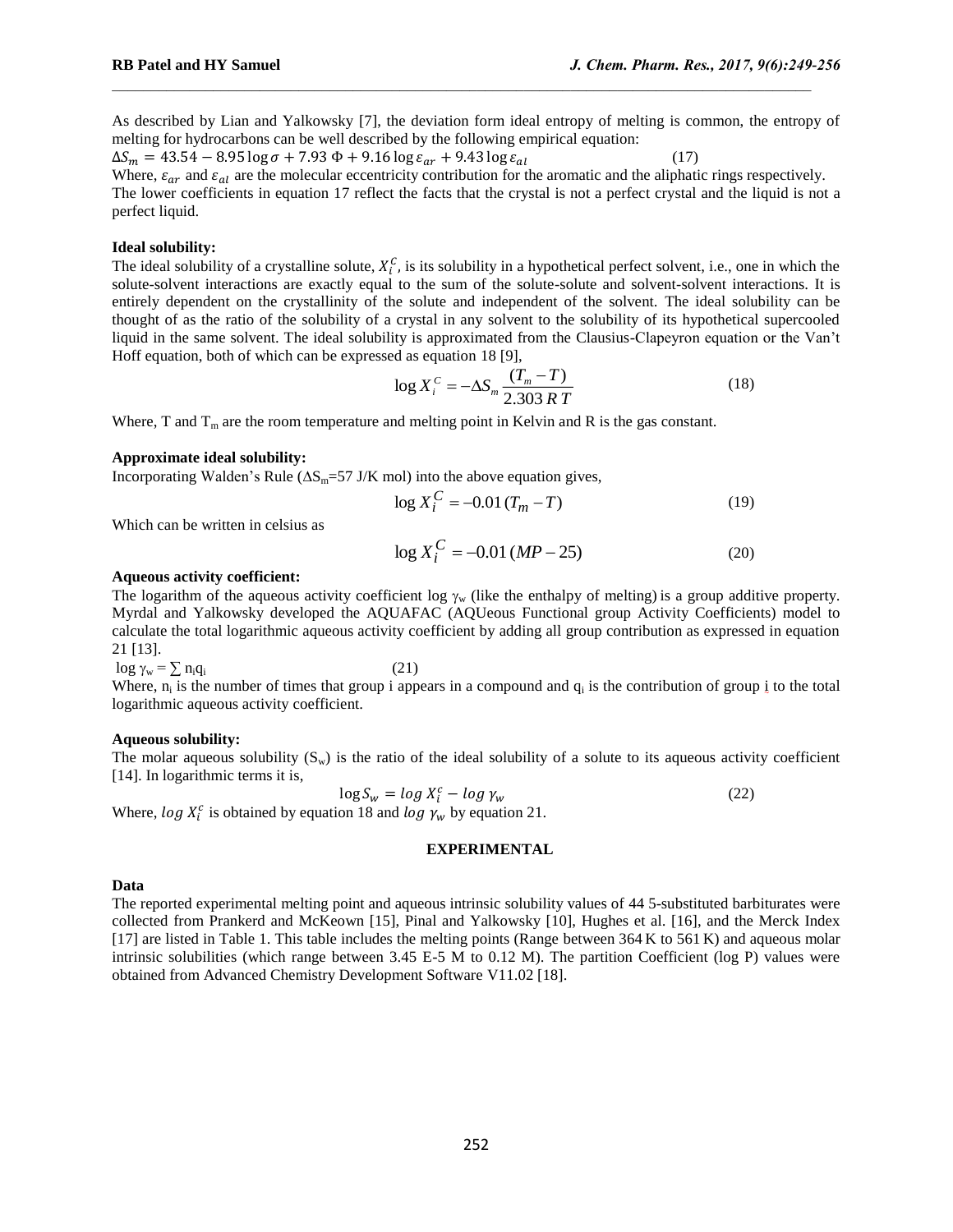As described by Lian and Yalkowsky [7], the deviation form ideal entropy of melting is common, the entropy of melting for hydrocarbons can be well described by the following empirical equation:

$$\Delta S_m = 43.54 - 8.95 \log \sigma + 7.93\ \Phi + 9.16 \log \varepsilon_{ar} + 9.43 \log \varepsilon_{al} \tag{17}$$

Where, $\varepsilon_{ar}$ and $\varepsilon_{al}$ are the molecular eccentricity contribution for the aromatic and the aliphatic rings respectively. The lower coefficients in equation 17 reflect the facts that the crystal is not a perfect crystal and the liquid is not a perfect liquid.

**Ideal solubility:**

The ideal solubility of a crystalline solute, $X_i^C$, is its solubility in a hypothetical perfect solvent, i.e., one in which the solute-solvent interactions are exactly equal to the sum of the solute-solute and solvent-solvent interactions. It is entirely dependent on the crystallinity of the solute and independent of the solvent. The ideal solubility can be thought of as the ratio of the solubility of a crystal in any solvent to the solubility of its hypothetical supercooled liquid in the same solvent. The ideal solubility is approximated from the Clausius-Clapeyron equation or the Van't Hoff equation, both of which can be expressed as equation 18 [9],

$$\log X_i^C = -\Delta S_m \frac{(T_m - T)}{2.303\, R\, T} \tag{18}$$

Where, T and $T_m$ are the room temperature and melting point in Kelvin and R is the gas constant.

**Approximate ideal solubility:**

Incorporating Walden's Rule ($\Delta S_m$=57 J/K mol) into the above equation gives,

$$\log X_i^C = -0.01\,(T_m - T) \tag{19}$$

Which can be written in celsius as

$$\log X_i^C = -0.01\,(MP - 25) \tag{20}$$

**Aqueous activity coefficient:**

The logarithm of the aqueous activity coefficient log $\gamma_w$ (like the enthalpy of melting) is a group additive property. Myrdal and Yalkowsky developed the AQUAFAC (AQUeous Functional group Activity Coefficients) model to calculate the total logarithmic aqueous activity coefficient by adding all group contribution as expressed in equation 21 [13].

$$\log \gamma_w = \sum n_i q_i \tag{21}$$

Where, $n_i$ is the number of times that group i appears in a compound and $q_i$ is the contribution of group i to the total logarithmic aqueous activity coefficient.

**Aqueous solubility:**

The molar aqueous solubility ($S_w$) is the ratio of the ideal solubility of a solute to its aqueous activity coefficient [14]. In logarithmic terms it is,

$$\log S_w = \log X_i^c - \log \gamma_w \tag{22}$$

Where, $\log X_i^c$ is obtained by equation 18 and $\log \gamma_w$ by equation 21.

## EXPERIMENTAL

**Data**

The reported experimental melting point and aqueous intrinsic solubility values of 44 5-substituted barbiturates were collected from Prankerd and McKeown [15], Pinal and Yalkowsky [10], Hughes et al. [16], and the Merck Index [17] are listed in Table 1. This table includes the melting points (Range between 364 K to 561 K) and aqueous molar intrinsic solubilities (which range between 3.45 E-5 M to 0.12 M). The partition Coefficient (log P) values were obtained from Advanced Chemistry Development Software V11.02 [18].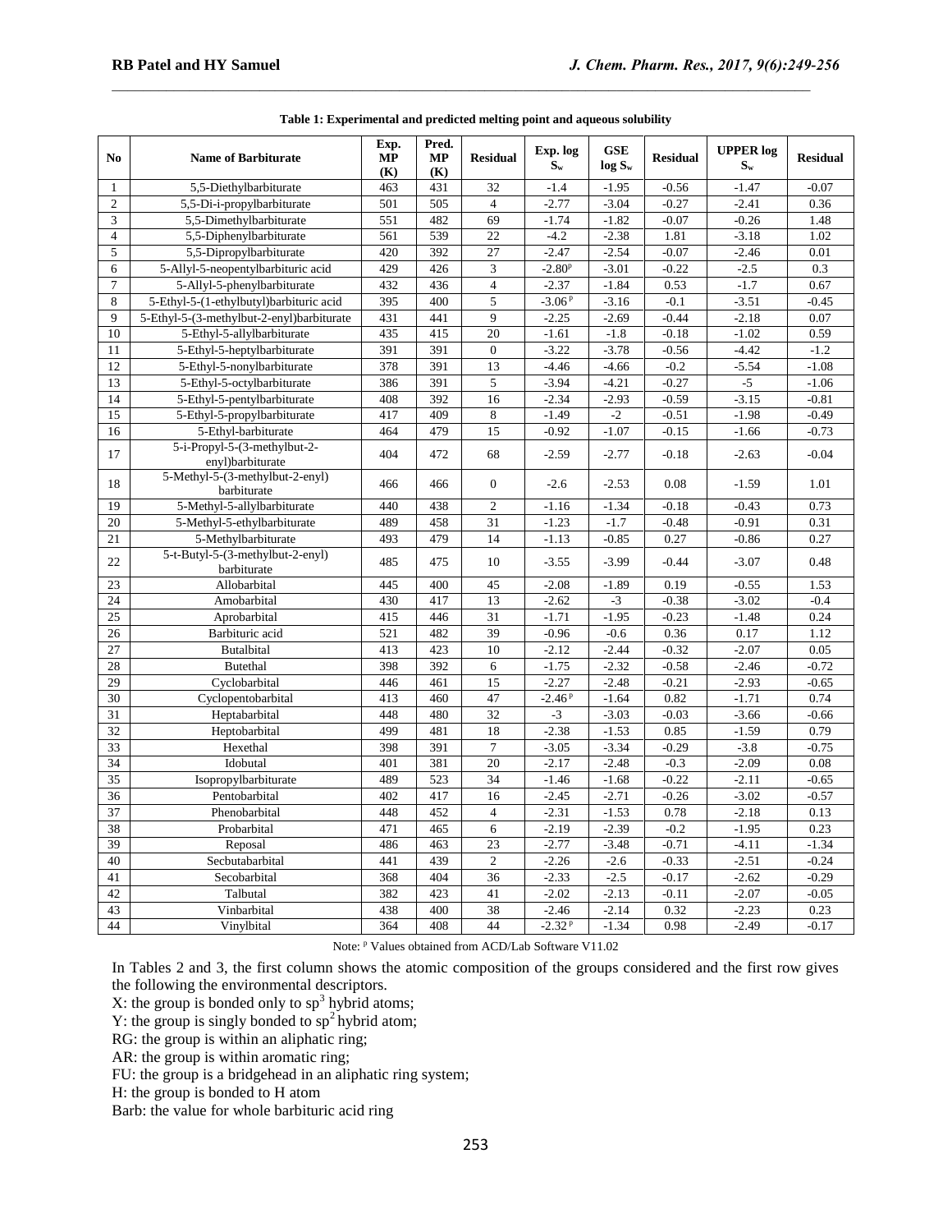**Table 1: Experimental and predicted melting point and aqueous solubility**

| No | Name of Barbiturate | Exp. MP (K) | Pred. MP (K) | Residual | Exp. log $S_w$ | GSE log $S_w$ | Residual | UPPER log $S_w$ | Residual |
|---|---|---|---|---|---|---|---|---|---|
| 1 | 5,5-Diethylbarbiturate | 463 | 431 | 32 | -1.4 | -1.95 | -0.56 | -1.47 | -0.07 |
| 2 | 5,5-Di-i-propylbarbiturate | 501 | 505 | 4 | -2.77 | -3.04 | -0.27 | -2.41 | 0.36 |
| 3 | 5,5-Dimethylbarbiturate | 551 | 482 | 69 | -1.74 | -1.82 | -0.07 | -0.26 | 1.48 |
| 4 | 5,5-Diphenylbarbiturate | 561 | 539 | 22 | -4.2 | -2.38 | 1.81 | -3.18 | 1.02 |
| 5 | 5,5-Dipropylbarbiturate | 420 | 392 | 27 | -2.47 | -2.54 | -0.07 | -2.46 | 0.01 |
| 6 | 5-Allyl-5-neopentylbarbituric acid | 429 | 426 | 3 | -2.80[p] | -3.01 | -0.22 | -2.5 | 0.3 |
| 7 | 5-Allyl-5-phenylbarbiturate | 432 | 436 | 4 | -2.37 | -1.84 | 0.53 | -1.7 | 0.67 |
| 8 | 5-Ethyl-5-(1-ethylbutyl)barbituric acid | 395 | 400 | 5 | -3.06[p] | -3.16 | -0.1 | -3.51 | -0.45 |
| 9 | 5-Ethyl-5-(3-methylbut-2-enyl)barbiturate | 431 | 441 | 9 | -2.25 | -2.69 | -0.44 | -2.18 | 0.07 |
| 10 | 5-Ethyl-5-allylbarbiturate | 435 | 415 | 20 | -1.61 | -1.8 | -0.18 | -1.02 | 0.59 |
| 11 | 5-Ethyl-5-heptylbarbiturate | 391 | 391 | 0 | -3.22 | -3.78 | -0.56 | -4.42 | -1.2 |
| 12 | 5-Ethyl-5-nonylbarbiturate | 378 | 391 | 13 | -4.46 | -4.66 | -0.2 | -5.54 | -1.08 |
| 13 | 5-Ethyl-5-octylbarbiturate | 386 | 391 | 5 | -3.94 | -4.21 | -0.27 | -5 | -1.06 |
| 14 | 5-Ethyl-5-pentylbarbiturate | 408 | 392 | 16 | -2.34 | -2.93 | -0.59 | -3.15 | -0.81 |
| 15 | 5-Ethyl-5-propylbarbiturate | 417 | 409 | 8 | -1.49 | -2 | -0.51 | -1.98 | -0.49 |
| 16 | 5-Ethyl-barbiturate | 464 | 479 | 15 | -0.92 | -1.07 | -0.15 | -1.66 | -0.73 |
| 17 | 5-i-Propyl-5-(3-methylbut-2-enyl)barbiturate | 404 | 472 | 68 | -2.59 | -2.77 | -0.18 | -2.63 | -0.04 |
| 18 | 5-Methyl-5-(3-methylbut-2-enyl) barbiturate | 466 | 466 | 0 | -2.6 | -2.53 | 0.08 | -1.59 | 1.01 |
| 19 | 5-Methyl-5-allylbarbiturate | 440 | 438 | 2 | -1.16 | -1.34 | -0.18 | -0.43 | 0.73 |
| 20 | 5-Methyl-5-ethylbarbiturate | 489 | 458 | 31 | -1.23 | -1.7 | -0.48 | -0.91 | 0.31 |
| 21 | 5-Methylbarbiturate | 493 | 479 | 14 | -1.13 | -0.85 | 0.27 | -0.86 | 0.27 |
| 22 | 5-t-Butyl-5-(3-methylbut-2-enyl) barbiturate | 485 | 475 | 10 | -3.55 | -3.99 | -0.44 | -3.07 | 0.48 |
| 23 | Allobarbital | 445 | 400 | 45 | -2.08 | -1.89 | 0.19 | -0.55 | 1.53 |
| 24 | Amobarbital | 430 | 417 | 13 | -2.62 | -3 | -0.38 | -3.02 | -0.4 |
| 25 | Aprobarbital | 415 | 446 | 31 | -1.71 | -1.95 | -0.23 | -1.48 | 0.24 |
| 26 | Barbituric acid | 521 | 482 | 39 | -0.96 | -0.6 | 0.36 | 0.17 | 1.12 |
| 27 | Butalbital | 413 | 423 | 10 | -2.12 | -2.44 | -0.32 | -2.07 | 0.05 |
| 28 | Butethal | 398 | 392 | 6 | -1.75 | -2.32 | -0.58 | -2.46 | -0.72 |
| 29 | Cyclobarbital | 446 | 461 | 15 | -2.27 | -2.48 | -0.21 | -2.93 | -0.65 |
| 30 | Cyclopentobarbital | 413 | 460 | 47 | -2.46[p] | -1.64 | 0.82 | -1.71 | 0.74 |
| 31 | Heptabarbital | 448 | 480 | 32 | -3 | -3.03 | -0.03 | -3.66 | -0.66 |
| 32 | Heptobarbital | 499 | 481 | 18 | -2.38 | -1.53 | 0.85 | -1.59 | 0.79 |
| 33 | Hexethal | 398 | 391 | 7 | -3.05 | -3.34 | -0.29 | -3.8 | -0.75 |
| 34 | Idobutal | 401 | 381 | 20 | -2.17 | -2.48 | -0.3 | -2.09 | 0.08 |
| 35 | Isopropylbarbiturate | 489 | 523 | 34 | -1.46 | -1.68 | -0.22 | -2.11 | -0.65 |
| 36 | Pentobarbital | 402 | 417 | 16 | -2.45 | -2.71 | -0.26 | -3.02 | -0.57 |
| 37 | Phenobarbital | 448 | 452 | 4 | -2.31 | -1.53 | 0.78 | -2.18 | 0.13 |
| 38 | Probarbital | 471 | 465 | 6 | -2.19 | -2.39 | -0.2 | -1.95 | 0.23 |
| 39 | Reposal | 486 | 463 | 23 | -2.77 | -3.48 | -0.71 | -4.11 | -1.34 |
| 40 | Secbutabarbital | 441 | 439 | 2 | -2.26 | -2.6 | -0.33 | -2.51 | -0.24 |
| 41 | Secobarbital | 368 | 404 | 36 | -2.33 | -2.5 | -0.17 | -2.62 | -0.29 |
| 42 | Talbutal | 382 | 423 | 41 | -2.02 | -2.13 | -0.11 | -2.07 | -0.05 |
| 43 | Vinbarbital | 438 | 400 | 38 | -2.46 | -2.14 | 0.32 | -2.23 | 0.23 |
| 44 | Vinylbital | 364 | 408 | 44 | -2.32[p] | -1.34 | 0.98 | -2.49 | -0.17 |

Note: [p] Values obtained from ACD/Lab Software V11.02

In Tables 2 and 3, the first column shows the atomic composition of the groups considered and the first row gives the following the environmental descriptors.

X: the group is bonded only to $sp^3$ hybrid atoms;

Y: the group is singly bonded to $sp^2$ hybrid atom;

RG: the group is within an aliphatic ring;

AR: the group is within aromatic ring;

FU: the group is a bridgehead in an aliphatic ring system;

H: the group is bonded to H atom

Barb: the value for whole barbituric acid ring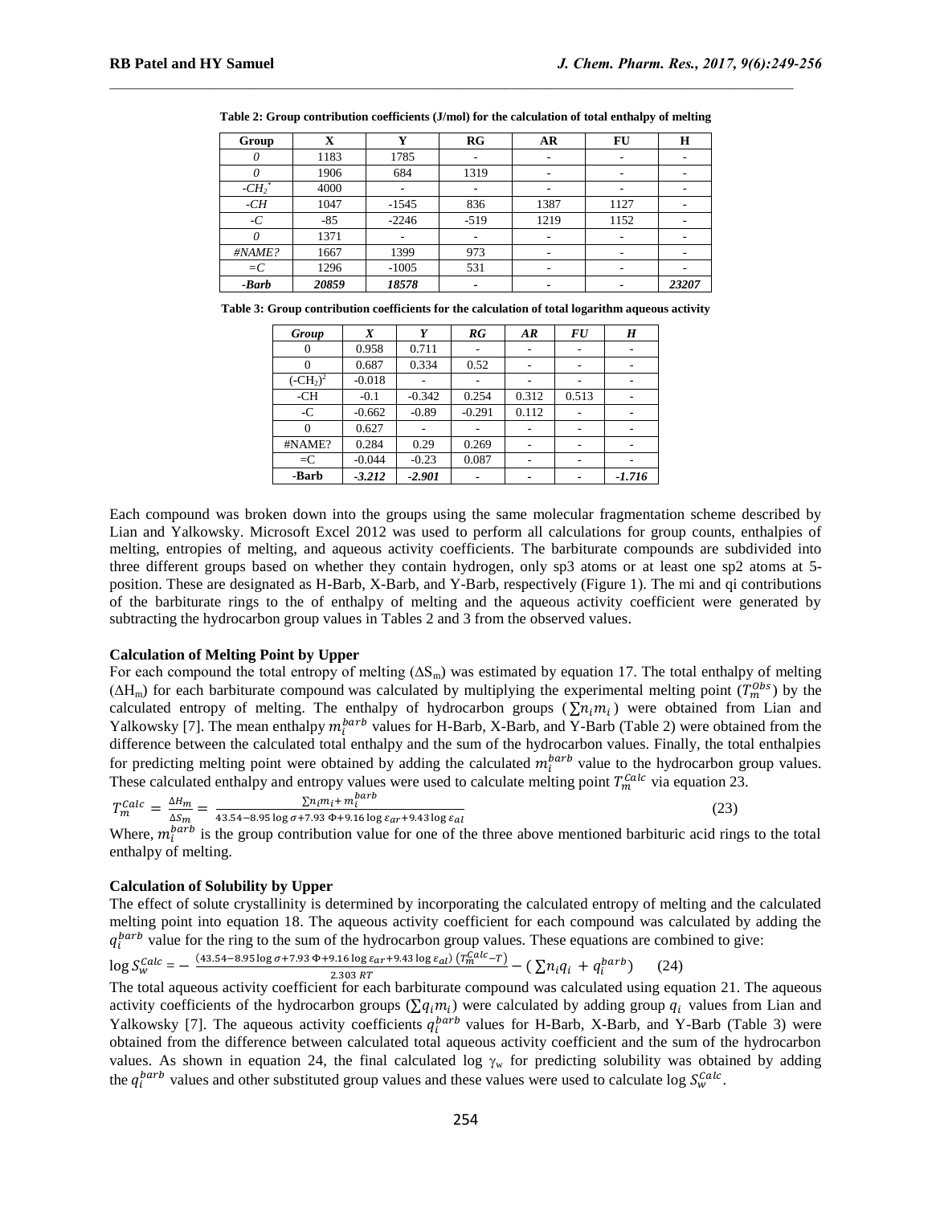**Table 2: Group contribution coefficients (J/mol) for the calculation of total enthalpy of melting**

| Group | X | Y | RG | AR | FU | H |
|---|---|---|---|---|---|---|
| *0* | 1183 | 1785 | - | - | - | - |
| *0* | 1906 | 684 | 1319 | - | - | - |
| *-CH₂*\* | 4000 | - | - | - | - | - |
| *-CH* | 1047 | -1545 | 836 | 1387 | 1127 | - |
| *-C* | -85 | -2246 | -519 | 1219 | 1152 | - |
| *0* | 1371 | - | - | - | - | - |
| *#NAME?* | 1667 | 1399 | 973 | - | - | - |
| *=C* | 1296 | -1005 | 531 | - | - | - |
| ***-Barb*** | ***20859*** | ***18578*** | - | - | - | ***23207*** |

**Table 3: Group contribution coefficients for the calculation of total logarithm aqueous activity**

| *Group* | *X* | *Y* | *RG* | *AR* | *FU* | *H* |
|---|---|---|---|---|---|---|
| 0 | 0.958 | 0.711 | - | - | - | - |
| 0 | 0.687 | 0.334 | 0.52 | - | - | - |
| $(-CH_2)^2$ | -0.018 | - | - | - | - | - |
| -CH | -0.1 | -0.342 | 0.254 | 0.312 | 0.513 | - |
| -C | -0.662 | -0.89 | -0.291 | 0.112 | - | - |
| 0 | 0.627 | - | - | - | - | - |
| #NAME? | 0.284 | 0.29 | 0.269 | - | - | - |
| =C | -0.044 | -0.23 | 0.087 | - | - | - |
| **-Barb** | ***-3.212*** | ***-2.901*** | - | - | - | ***-1.716*** |

Each compound was broken down into the groups using the same molecular fragmentation scheme described by Lian and Yalkowsky. Microsoft Excel 2012 was used to perform all calculations for group counts, enthalpies of melting, entropies of melting, and aqueous activity coefficients. The barbiturate compounds are subdivided into three different groups based on whether they contain hydrogen, only sp3 atoms or at least one sp2 atoms at 5-position. These are designated as H-Barb, X-Barb, and Y-Barb, respectively (Figure 1). The mi and qi contributions of the barbiturate rings to the of enthalpy of melting and the aqueous activity coefficient were generated by subtracting the hydrocarbon group values in Tables 2 and 3 from the observed values.

**Calculation of Melting Point by Upper**

For each compound the total entropy of melting ($\Delta S_m$) was estimated by equation 17. The total enthalpy of melting ($\Delta H_m$) for each barbiturate compound was calculated by multiplying the experimental melting point ($T_m^{Obs}$) by the calculated entropy of melting. The enthalpy of hydrocarbon groups ($\sum n_i m_i$) were obtained from Lian and Yalkowsky [7]. The mean enthalpy $m_i^{barb}$ values for H-Barb, X-Barb, and Y-Barb (Table 2) were obtained from the difference between the calculated total enthalpy and the sum of the hydrocarbon values. Finally, the total enthalpies for predicting melting point were obtained by adding the calculated $m_i^{barb}$ value to the hydrocarbon group values. These calculated enthalpy and entropy values were used to calculate melting point $T_m^{Calc}$ via equation 23.

$$T_m^{Calc} = \frac{\Delta H_m}{\Delta S_m} = \frac{\sum n_i m_i + m_i^{barb}}{43.54 - 8.95 \log \sigma + 7.93\, \Phi + 9.16 \log \varepsilon_{ar} + 9.43 \log \varepsilon_{al}} \quad (23)$$

Where, $m_i^{barb}$ is the group contribution value for one of the three above mentioned barbituric acid rings to the total enthalpy of melting.

**Calculation of Solubility by Upper**

The effect of solute crystallinity is determined by incorporating the calculated entropy of melting and the calculated melting point into equation 18. The aqueous activity coefficient for each compound was calculated by adding the $q_i^{barb}$ value for the ring to the sum of the hydrocarbon group values. These equations are combined to give:

$$\log S_w^{Calc} = -\frac{(43.54 - 8.95 \log \sigma + 7.93\, \Phi + 9.16 \log \varepsilon_{ar} + 9.43 \log \varepsilon_{al})\,(T_m^{Calc} - T)}{2.303\, RT} - \left(\sum n_i q_i + q_i^{barb}\right) \quad (24)$$

The total aqueous activity coefficient for each barbiturate compound was calculated using equation 21. The aqueous activity coefficients of the hydrocarbon groups ($\sum q_i m_i$) were calculated by adding group $q_i$ values from Lian and Yalkowsky [7]. The aqueous activity coefficients $q_i^{barb}$ values for H-Barb, X-Barb, and Y-Barb (Table 3) were obtained from the difference between calculated total aqueous activity coefficient and the sum of the hydrocarbon values. As shown in equation 24, the final calculated $\log \gamma_w$ for predicting solubility was obtained by adding the $q_i^{barb}$ values and other substituted group values and these values were used to calculate $\log S_w^{Calc}$.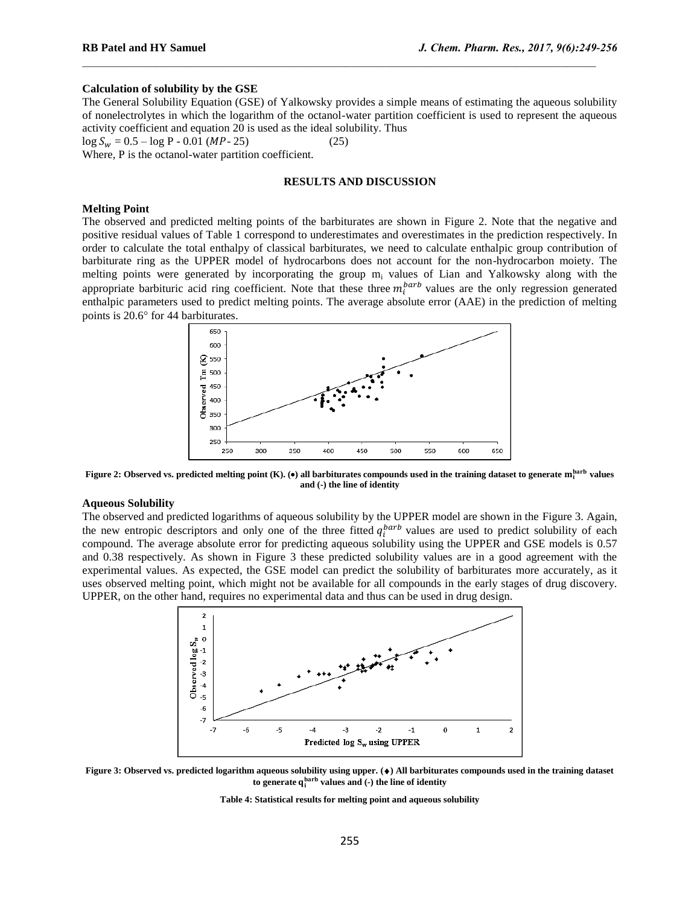### Calculation of solubility by the GSE

The General Solubility Equation (GSE) of Yalkowsky provides a simple means of estimating the aqueous solubility of nonelectrolytes in which the logarithm of the octanol-water partition coefficient is used to represent the aqueous activity coefficient and equation 20 is used as the ideal solubility. Thus

$$\log S_w = 0.5 - \log P - 0.01\,(MP - 25) \qquad (25)$$

Where, P is the octanol-water partition coefficient.

## RESULTS AND DISCUSSION

### Melting Point

The observed and predicted melting points of the barbiturates are shown in Figure 2. Note that the negative and positive residual values of Table 1 correspond to underestimates and overestimates in the prediction respectively. In order to calculate the total enthalpy of classical barbiturates, we need to calculate enthalpic group contribution of barbiturate ring as the UPPER model of hydrocarbons does not account for the non-hydrocarbon moiety. The melting points were generated by incorporating the group $m_i$ values of Lian and Yalkowsky along with the appropriate barbituric acid ring coefficient. Note that these three $m_i^{barb}$ values are the only regression generated enthalpic parameters used to predict melting points. The average absolute error (AAE) in the prediction of melting points is 20.6° for 44 barbiturates.

**Figure 2: Observed vs. predicted melting point (K). (●) all barbiturates compounds used in the training dataset to generate $m_i^{barb}$ values and (-) the line of identity**

### Aqueous Solubility

The observed and predicted logarithms of aqueous solubility by the UPPER model are shown in the Figure 3. Again, the new entropic descriptors and only one of the three fitted $q_i^{barb}$ values are used to predict solubility of each compound. The average absolute error for predicting aqueous solubility using the UPPER and GSE models is 0.57 and 0.38 respectively. As shown in Figure 3 these predicted solubility values are in a good agreement with the experimental values. As expected, the GSE model can predict the solubility of barbiturates more accurately, as it uses observed melting point, which might not be available for all compounds in the early stages of drug discovery. UPPER, on the other hand, requires no experimental data and thus can be used in drug design.

**Figure 3: Observed vs. predicted logarithm aqueous solubility using upper. (♦) All barbiturates compounds used in the training dataset to generate $q_i^{barb}$ values and (-) the line of identity**

**Table 4: Statistical results for melting point and aqueous solubility**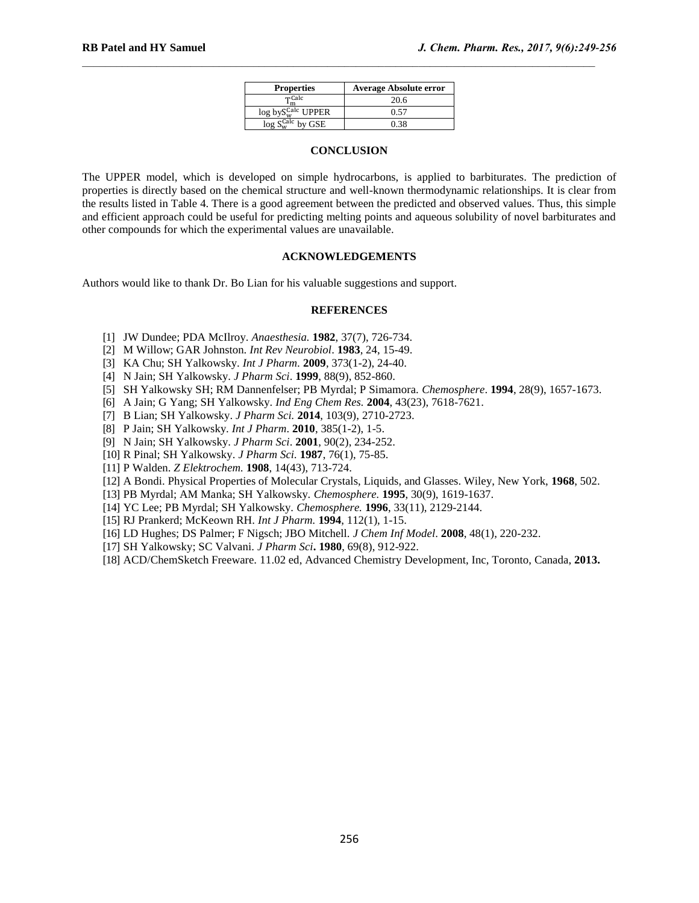| Properties | Average Absolute error |
| --- | --- |
| $T_m^{Calc}$ | 20.6 |
| log by$S_w^{Calc}$ UPPER | 0.57 |
| log $S_w^{Calc}$ by GSE | 0.38 |

## CONCLUSION

The UPPER model, which is developed on simple hydrocarbons, is applied to barbiturates. The prediction of properties is directly based on the chemical structure and well-known thermodynamic relationships. It is clear from the results listed in Table 4. There is a good agreement between the predicted and observed values. Thus, this simple and efficient approach could be useful for predicting melting points and aqueous solubility of novel barbiturates and other compounds for which the experimental values are unavailable.

## ACKNOWLEDGEMENTS

Authors would like to thank Dr. Bo Lian for his valuable suggestions and support.

## REFERENCES

[1] JW Dundee; PDA McIlroy. *Anaesthesia.* **1982**, 37(7), 726-734.
[2] M Willow; GAR Johnston. *Int Rev Neurobiol*. **1983**, 24, 15-49.
[3] KA Chu; SH Yalkowsky. *Int J Pharm.* **2009**, 373(1-2), 24-40.
[4] N Jain; SH Yalkowsky. *J Pharm Sci*. **1999**, 88(9), 852-860.
[5] SH Yalkowsky SH; RM Dannenfelser; PB Myrdal; P Simamora. *Chemosphere*. **1994**, 28(9), 1657-1673.
[6] A Jain; G Yang; SH Yalkowsky. *Ind Eng Chem Res.* **2004**, 43(23), 7618-7621.
[7] B Lian; SH Yalkowsky. *J Pharm Sci.* **2014**, 103(9), 2710-2723.
[8] P Jain; SH Yalkowsky. *Int J Pharm*. **2010**, 385(1-2), 1-5.
[9] N Jain; SH Yalkowsky. *J Pharm Sci*. **2001**, 90(2), 234-252.
[10] R Pinal; SH Yalkowsky. *J Pharm Sci.* **1987**, 76(1), 75-85.
[11] P Walden. *Z Elektrochem.* **1908**, 14(43), 713-724.
[12] A Bondi. Physical Properties of Molecular Crystals, Liquids, and Glasses. Wiley, New York, **1968**, 502.
[13] PB Myrdal; AM Manka; SH Yalkowsky. *Chemosphere.* **1995**, 30(9), 1619-1637.
[14] YC Lee; PB Myrdal; SH Yalkowsky. *Chemosphere.* **1996**, 33(11), 2129-2144.
[15] RJ Prankerd; McKeown RH. *Int J Pharm.* **1994**, 112(1), 1-15.
[16] LD Hughes; DS Palmer; F Nigsch; JBO Mitchell. *J Chem Inf Model*. **2008**, 48(1), 220-232.
[17] SH Yalkowsky; SC Valvani. *J Pharm Sci***. 1980**, 69(8), 912-922.
[18] ACD/ChemSketch Freeware. 11.02 ed, Advanced Chemistry Development, Inc, Toronto, Canada, **2013.**